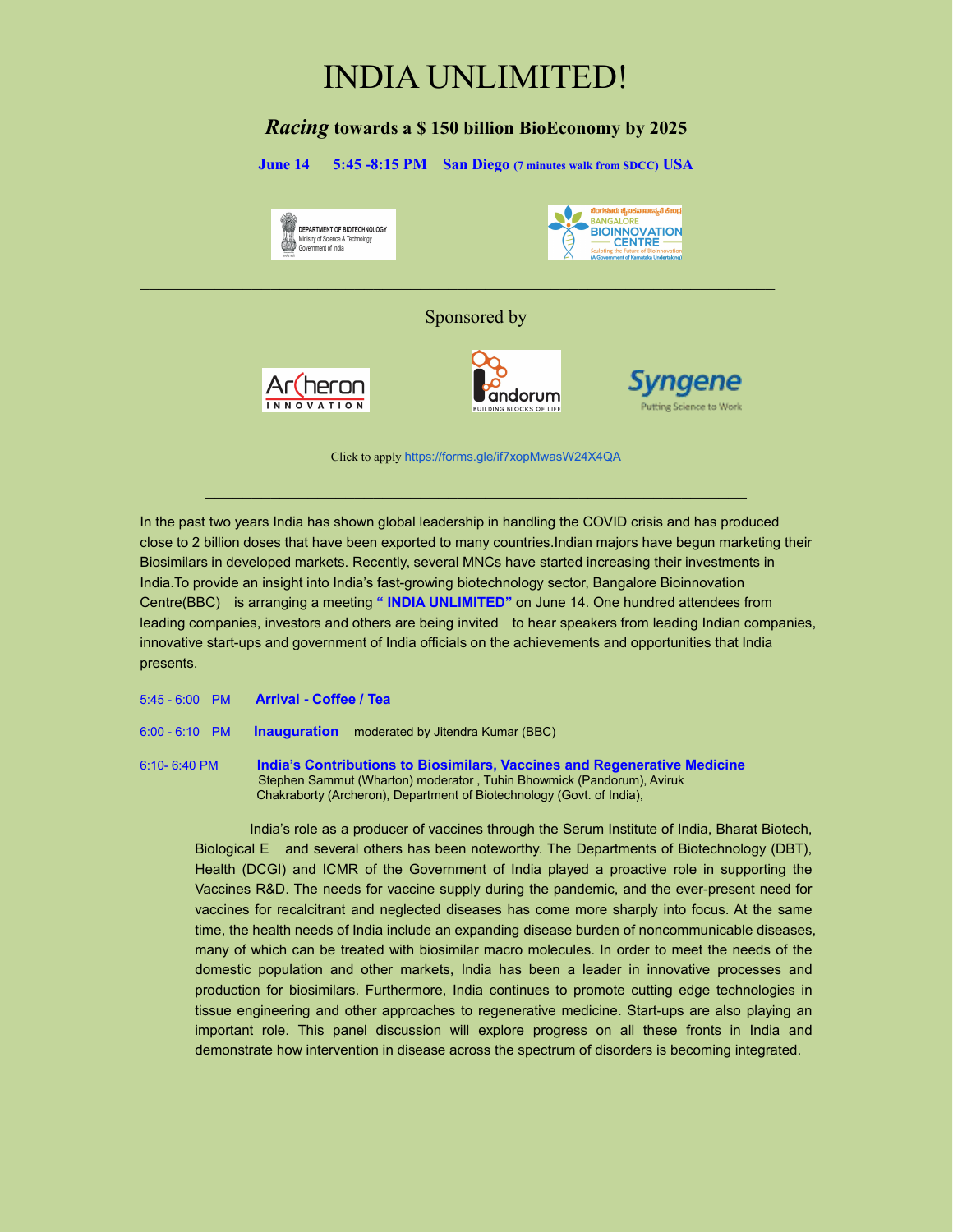# INDIA UNLIMITED!

## *Racing* towards a $ 150 billion BioEconomy by 2025

**June 14 5:45 -8:15 PM San Diego (7 minutes walk from SDCC) USA**

---

Sponsored by

Click to apply https://forms.gle/if7xopMwasW24X4QA

---

In the past two years India has shown global leadership in handling the COVID crisis and has produced close to 2 billion doses that have been exported to many countries.Indian majors have begun marketing their Biosimilars in developed markets. Recently, several MNCs have started increasing their investments in India.To provide an insight into India's fast-growing biotechnology sector, Bangalore Bioinnovation Centre(BBC) is arranging a meeting **" INDIA UNLIMITED"** on June 14. One hundred attendees from leading companies, investors and others are being invited to hear speakers from leading Indian companies, innovative start-ups and government of India officials on the achievements and opportunities that India presents.

5:45 - 6:00 PM **Arrival - Coffee / Tea**

6:00 - 6:10 PM **Inauguration** moderated by Jitendra Kumar (BBC)

6:10- 6:40 PM **India's Contributions to Biosimilars, Vaccines and Regenerative Medicine**
Stephen Sammut (Wharton) moderator , Tuhin Bhowmick (Pandorum), Aviruk Chakraborty (Archeron), Department of Biotechnology (Govt. of India),

India's role as a producer of vaccines through the Serum Institute of India, Bharat Biotech, Biological E and several others has been noteworthy. The Departments of Biotechnology (DBT), Health (DCGI) and ICMR of the Government of India played a proactive role in supporting the Vaccines R&D. The needs for vaccine supply during the pandemic, and the ever-present need for vaccines for recalcitrant and neglected diseases has come more sharply into focus. At the same time, the health needs of India include an expanding disease burden of noncommunicable diseases, many of which can be treated with biosimilar macro molecules. In order to meet the needs of the domestic population and other markets, India has been a leader in innovative processes and production for biosimilars. Furthermore, India continues to promote cutting edge technologies in tissue engineering and other approaches to regenerative medicine. Start-ups are also playing an important role. This panel discussion will explore progress on all these fronts in India and demonstrate how intervention in disease across the spectrum of disorders is becoming integrated.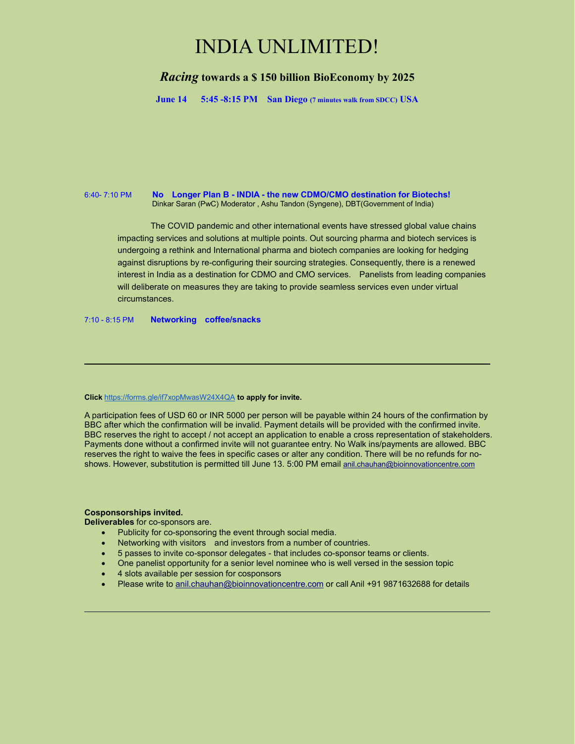# INDIA UNLIMITED!

## *Racing* towards a $ 150 billion BioEconomy by 2025

**June 14 5:45 -8:15 PM San Diego (7 minutes walk from SDCC) USA**

6:40- 7:10 PM **No Longer Plan B - INDIA - the new CDMO/CMO destination for Biotechs!**
Dinkar Saran (PwC) Moderator , Ashu Tandon (Syngene), DBT(Government of India)

The COVID pandemic and other international events have stressed global value chains impacting services and solutions at multiple points. Out sourcing pharma and biotech services is undergoing a rethink and International pharma and biotech companies are looking for hedging against disruptions by re-configuring their sourcing strategies. Consequently, there is a renewed interest in India as a destination for CDMO and CMO services. Panelists from leading companies will deliberate on measures they are taking to provide seamless services even under virtual circumstances.

7:10 - 8:15 PM **Networking coffee/snacks**

---

**Click** https://forms.gle/if7xopMwasW24X4QA **to apply for invite.**

A participation fees of USD 60 or INR 5000 per person will be payable within 24 hours of the confirmation by BBC after which the confirmation will be invalid. Payment details will be provided with the confirmed invite. BBC reserves the right to accept / not accept an application to enable a cross representation of stakeholders. Payments done without a confirmed invite will not guarantee entry. No Walk ins/payments are allowed. BBC reserves the right to waive the fees in specific cases or alter any condition. There will be no refunds for no-shows. However, substitution is permitted till June 13. 5:00 PM email anil.chauhan@bioinnovationcentre.com

**Cosponsorships invited.**
**Deliverables** for co-sponsors are.

- Publicity for co-sponsoring the event through social media.
- Networking with visitors and investors from a number of countries.
- 5 passes to invite co-sponsor delegates - that includes co-sponsor teams or clients.
- One panelist opportunity for a senior level nominee who is well versed in the session topic
- 4 slots available per session for cosponsors
- Please write to anil.chauhan@bioinnovationcentre.com or call Anil +91 9871632688 for details

---